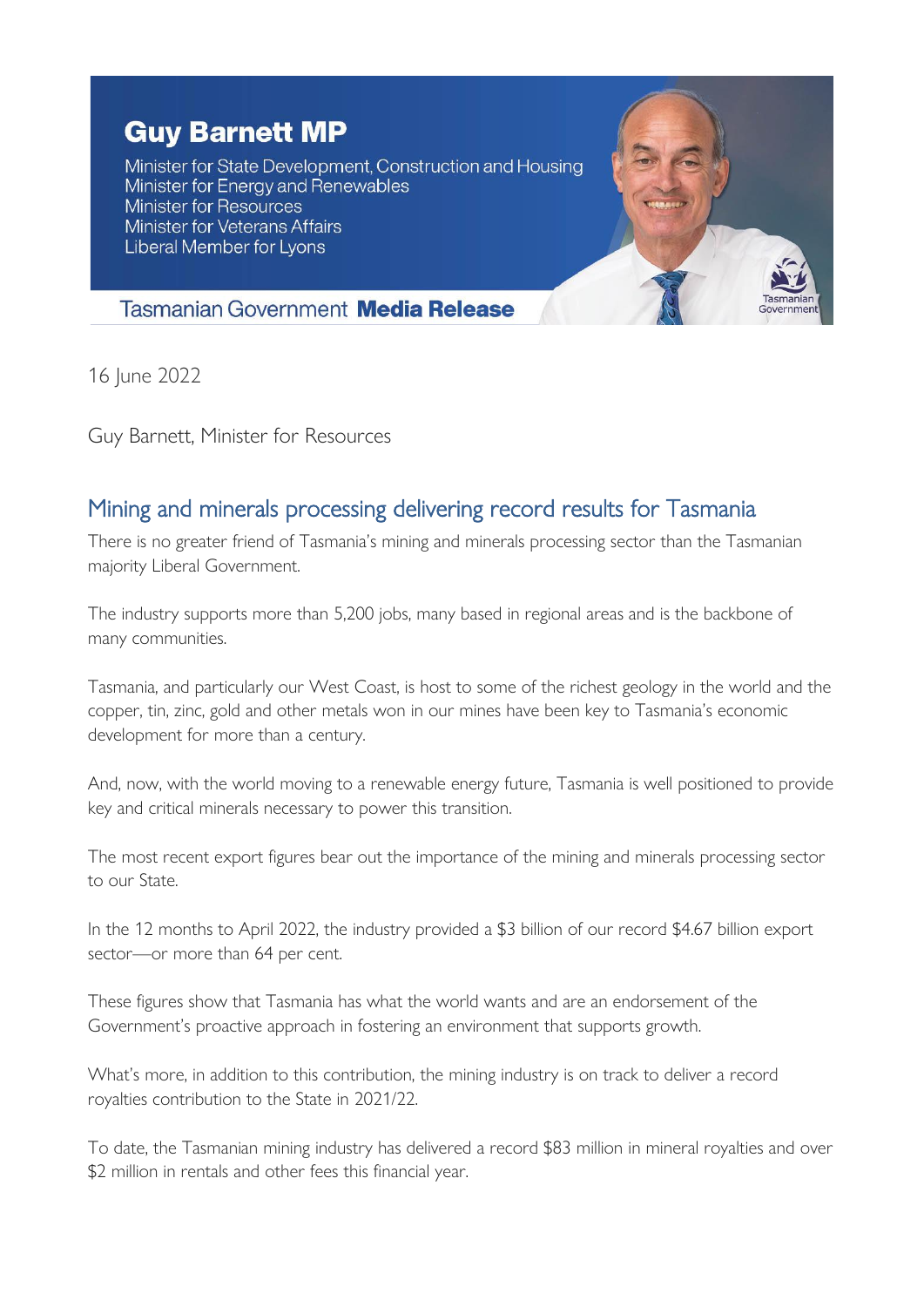**Guy Barnett MP**

Minister for State Development, Construction and Housing
Minister for Energy and Renewables
Minister for Resources
Minister for Veterans Affairs
Liberal Member for Lyons

Tasmanian Government **Media Release**

16 June 2022

Guy Barnett, Minister for Resources

## Mining and minerals processing delivering record results for Tasmania

There is no greater friend of Tasmania's mining and minerals processing sector than the Tasmanian majority Liberal Government.

The industry supports more than 5,200 jobs, many based in regional areas and is the backbone of many communities.

Tasmania, and particularly our West Coast, is host to some of the richest geology in the world and the copper, tin, zinc, gold and other metals won in our mines have been key to Tasmania's economic development for more than a century.

And, now, with the world moving to a renewable energy future, Tasmania is well positioned to provide key and critical minerals necessary to power this transition.

The most recent export figures bear out the importance of the mining and minerals processing sector to our State.

In the 12 months to April 2022, the industry provided a $3 billion of our record $4.67 billion export sector—or more than 64 per cent.

These figures show that Tasmania has what the world wants and are an endorsement of the Government's proactive approach in fostering an environment that supports growth.

What's more, in addition to this contribution, the mining industry is on track to deliver a record royalties contribution to the State in 2021/22.

To date, the Tasmanian mining industry has delivered a record $83 million in mineral royalties and over $2 million in rentals and other fees this financial year.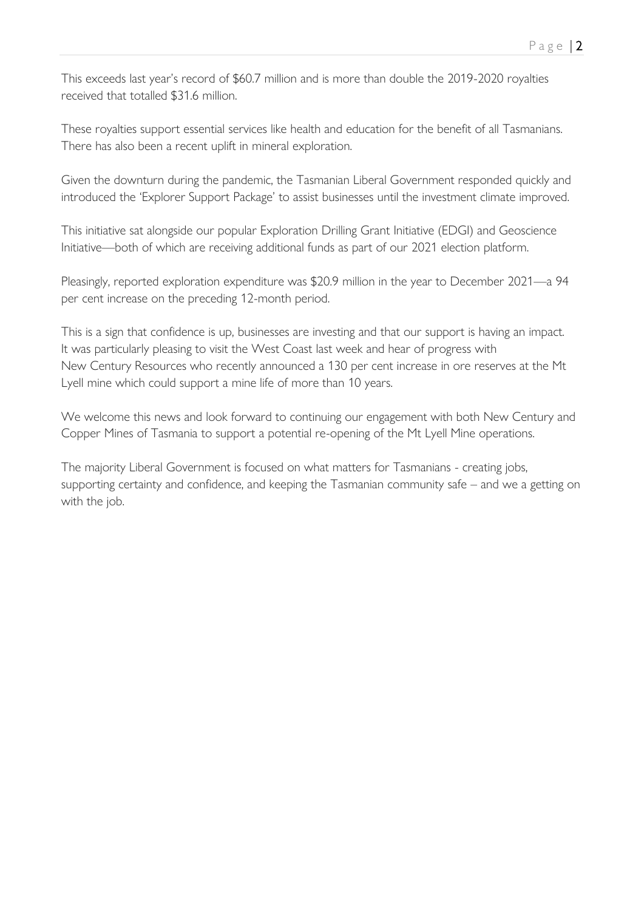This exceeds last year's record of $60.7 million and is more than double the 2019-2020 royalties received that totalled $31.6 million.

These royalties support essential services like health and education for the benefit of all Tasmanians. There has also been a recent uplift in mineral exploration.

Given the downturn during the pandemic, the Tasmanian Liberal Government responded quickly and introduced the 'Explorer Support Package' to assist businesses until the investment climate improved.

This initiative sat alongside our popular Exploration Drilling Grant Initiative (EDGI) and Geoscience Initiative—both of which are receiving additional funds as part of our 2021 election platform.

Pleasingly, reported exploration expenditure was $20.9 million in the year to December 2021—a 94 per cent increase on the preceding 12-month period.

This is a sign that confidence is up, businesses are investing and that our support is having an impact. It was particularly pleasing to visit the West Coast last week and hear of progress with New Century Resources who recently announced a 130 per cent increase in ore reserves at the Mt Lyell mine which could support a mine life of more than 10 years.

We welcome this news and look forward to continuing our engagement with both New Century and Copper Mines of Tasmania to support a potential re-opening of the Mt Lyell Mine operations.

The majority Liberal Government is focused on what matters for Tasmanians - creating jobs, supporting certainty and confidence, and keeping the Tasmanian community safe – and we a getting on with the job.